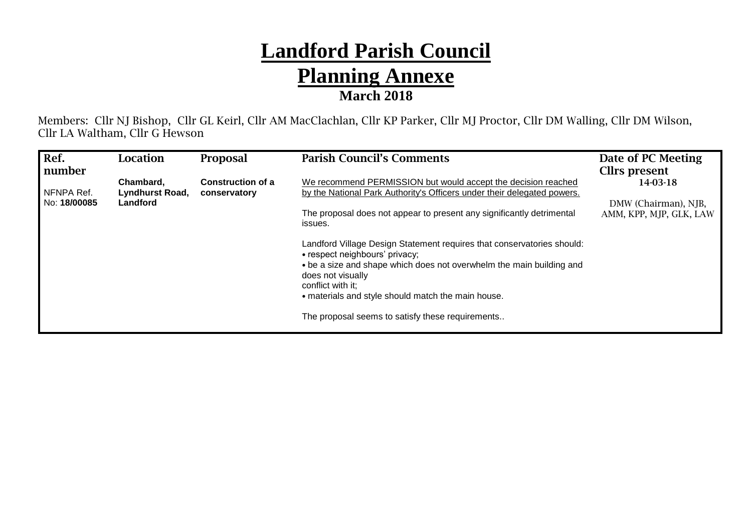# Landford Parish Council

## Planning Annexe

### March 2018

Members: Cllr NJ Bishop, Cllr GL Keirl, Cllr AM MacClachlan, Cllr KP Parker, Cllr MJ Proctor, Cllr DM Walling, Cllr DM Wilson, Cllr LA Waltham, Cllr G Hewson

| Ref. number | Location | Proposal | Parish Council's Comments | Date of PC Meeting Cllrs present |
|---|---|---|---|---|
| NFNPA Ref. No: **18/00085** | **Chambard, Lyndhurst Road, Landford** | **Construction of a conservatory** | We recommend PERMISSION but would accept the decision reached by the National Park Authority's Officers under their delegated powers.<br><br>The proposal does not appear to present any significantly detrimental issues.<br><br>Landford Village Design Statement requires that conservatories should:<br>• respect neighbours' privacy;<br>• be a size and shape which does not overwhelm the main building and does not visually conflict with it;<br>• materials and style should match the main house.<br><br>The proposal seems to satisfy these requirements.. | 14-03-18<br><br>DMW (Chairman), NJB, AMM, KPP, MJP, GLK, LAW |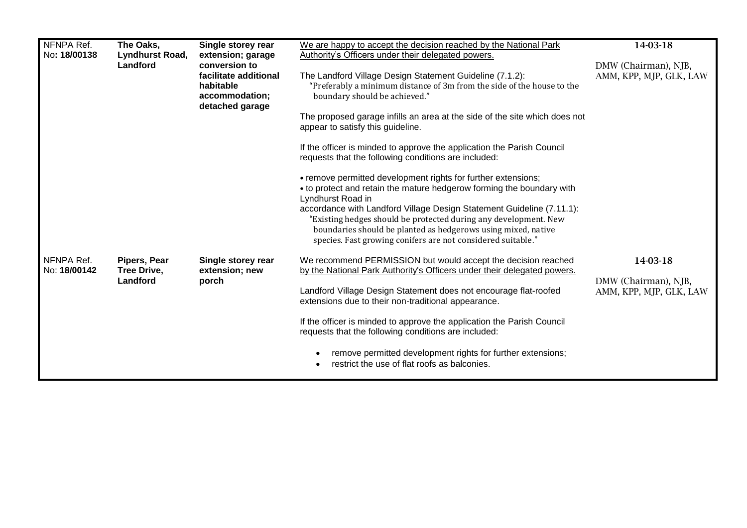| | | | | |
|---|---|---|---|---|
| NFNPA Ref. No: **18/00138** | **The Oaks, Lyndhurst Road, Landford** | **Single storey rear extension; garage conversion to facilitate additional habitable accommodation; detached garage** | <u>We are happy to accept the decision reached by the National Park Authority's Officers under their delegated powers.</u><br><br>The Landford Village Design Statement Guideline (7.1.2):<br>"Preferably a minimum distance of 3m from the side of the house to the boundary should be achieved."<br><br>The proposed garage infills an area at the side of the site which does not appear to satisfy this guideline.<br><br>If the officer is minded to approve the application the Parish Council requests that the following conditions are included:<br><br>• remove permitted development rights for further extensions;<br>• to protect and retain the mature hedgerow forming the boundary with Lyndhurst Road in accordance with Landford Village Design Statement Guideline (7.11.1):<br>"Existing hedges should be protected during any development. New boundaries should be planted as hedgerows using mixed, native species. Fast growing conifers are not considered suitable." | **14-03-18**<br><br>DMW (Chairman), NJB, AMM, KPP, MJP, GLK, LAW |
| NFNPA Ref. No: **18/00142** | **Pipers, Pear Tree Drive, Landford** | **Single storey rear extension; new porch** | <u>We recommend PERMISSION but would accept the decision reached by the National Park Authority's Officers under their delegated powers.</u><br><br>Landford Village Design Statement does not encourage flat-roofed extensions due to their non-traditional appearance.<br><br>If the officer is minded to approve the application the Parish Council requests that the following conditions are included:<br><br>• remove permitted development rights for further extensions;<br>• restrict the use of flat roofs as balconies. | **14-03-18**<br><br>DMW (Chairman), NJB, AMM, KPP, MJP, GLK, LAW |